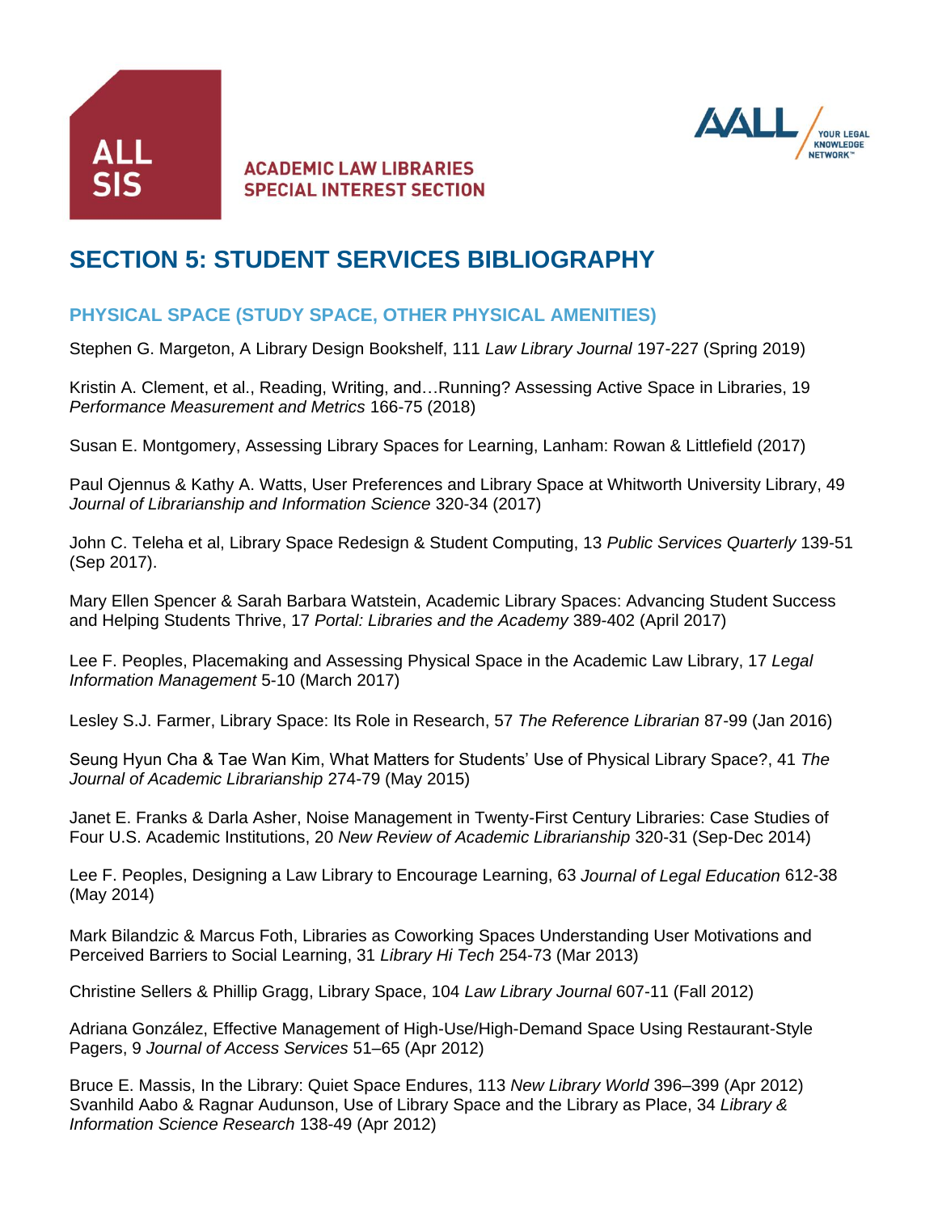ALL SIS

ACADEMIC LAW LIBRARIES SPECIAL INTEREST SECTION

AALL YOUR LEGAL KNOWLEDGE NETWORK™

# SECTION 5: STUDENT SERVICES BIBLIOGRAPHY

## PHYSICAL SPACE (STUDY SPACE, OTHER PHYSICAL AMENITIES)

Stephen G. Margeton, A Library Design Bookshelf, 111 *Law Library Journal* 197-227 (Spring 2019)

Kristin A. Clement, et al., Reading, Writing, and…Running? Assessing Active Space in Libraries, 19 *Performance Measurement and Metrics* 166-75 (2018)

Susan E. Montgomery, Assessing Library Spaces for Learning, Lanham: Rowan & Littlefield (2017)

Paul Ojennus & Kathy A. Watts, User Preferences and Library Space at Whitworth University Library, 49 *Journal of Librarianship and Information Science* 320-34 (2017)

John C. Teleha et al, Library Space Redesign & Student Computing, 13 *Public Services Quarterly* 139-51 (Sep 2017).

Mary Ellen Spencer & Sarah Barbara Watstein, Academic Library Spaces: Advancing Student Success and Helping Students Thrive, 17 *Portal: Libraries and the Academy* 389-402 (April 2017)

Lee F. Peoples, Placemaking and Assessing Physical Space in the Academic Law Library, 17 *Legal Information Management* 5-10 (March 2017)

Lesley S.J. Farmer, Library Space: Its Role in Research, 57 *The Reference Librarian* 87-99 (Jan 2016)

Seung Hyun Cha & Tae Wan Kim, What Matters for Students' Use of Physical Library Space?, 41 *The Journal of Academic Librarianship* 274-79 (May 2015)

Janet E. Franks & Darla Asher, Noise Management in Twenty-First Century Libraries: Case Studies of Four U.S. Academic Institutions, 20 *New Review of Academic Librarianship* 320-31 (Sep-Dec 2014)

Lee F. Peoples, Designing a Law Library to Encourage Learning, 63 *Journal of Legal Education* 612-38 (May 2014)

Mark Bilandzic & Marcus Foth, Libraries as Coworking Spaces Understanding User Motivations and Perceived Barriers to Social Learning, 31 *Library Hi Tech* 254-73 (Mar 2013)

Christine Sellers & Phillip Gragg, Library Space, 104 *Law Library Journal* 607-11 (Fall 2012)

Adriana González, Effective Management of High-Use/High-Demand Space Using Restaurant-Style Pagers, 9 *Journal of Access Services* 51–65 (Apr 2012)

Bruce E. Massis, In the Library: Quiet Space Endures, 113 *New Library World* 396–399 (Apr 2012)
Svanhild Aabo & Ragnar Audunson, Use of Library Space and the Library as Place, 34 *Library & Information Science Research* 138-49 (Apr 2012)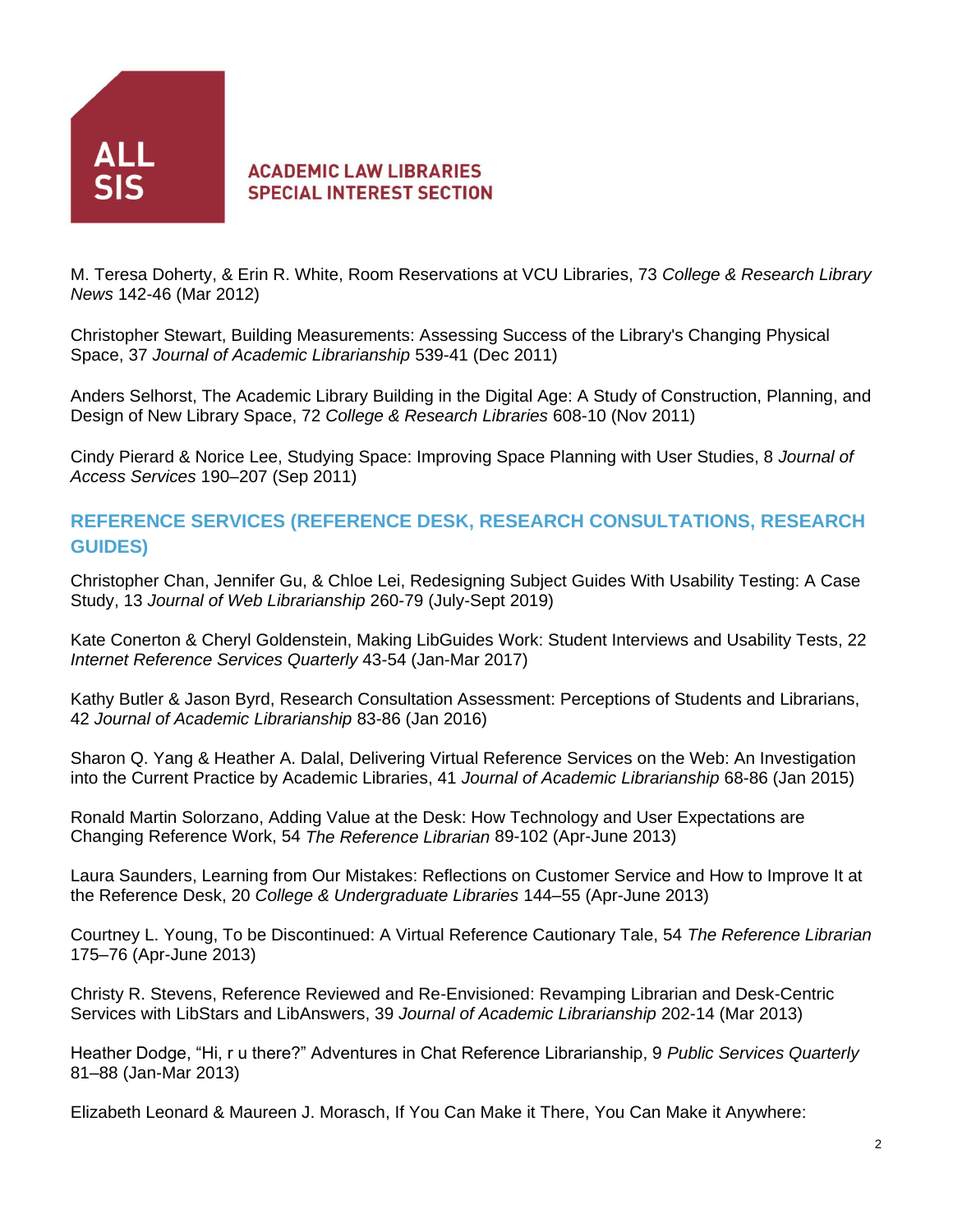M. Teresa Doherty, & Erin R. White, Room Reservations at VCU Libraries, 73 *College & Research Library News* 142-46 (Mar 2012)

Christopher Stewart, Building Measurements: Assessing Success of the Library's Changing Physical Space, 37 *Journal of Academic Librarianship* 539-41 (Dec 2011)

Anders Selhorst, The Academic Library Building in the Digital Age: A Study of Construction, Planning, and Design of New Library Space, 72 *College & Research Libraries* 608-10 (Nov 2011)

Cindy Pierard & Norice Lee, Studying Space: Improving Space Planning with User Studies, 8 *Journal of Access Services* 190–207 (Sep 2011)

## REFERENCE SERVICES (REFERENCE DESK, RESEARCH CONSULTATIONS, RESEARCH GUIDES)

Christopher Chan, Jennifer Gu, & Chloe Lei, Redesigning Subject Guides With Usability Testing: A Case Study, 13 *Journal of Web Librarianship* 260-79 (July-Sept 2019)

Kate Conerton & Cheryl Goldenstein, Making LibGuides Work: Student Interviews and Usability Tests, 22 *Internet Reference Services Quarterly* 43-54 (Jan-Mar 2017)

Kathy Butler & Jason Byrd, Research Consultation Assessment: Perceptions of Students and Librarians, 42 *Journal of Academic Librarianship* 83-86 (Jan 2016)

Sharon Q. Yang & Heather A. Dalal, Delivering Virtual Reference Services on the Web: An Investigation into the Current Practice by Academic Libraries, 41 *Journal of Academic Librarianship* 68-86 (Jan 2015)

Ronald Martin Solorzano, Adding Value at the Desk: How Technology and User Expectations are Changing Reference Work, 54 *The Reference Librarian* 89-102 (Apr-June 2013)

Laura Saunders, Learning from Our Mistakes: Reflections on Customer Service and How to Improve It at the Reference Desk, 20 *College & Undergraduate Libraries* 144–55 (Apr-June 2013)

Courtney L. Young, To be Discontinued: A Virtual Reference Cautionary Tale, 54 *The Reference Librarian* 175–76 (Apr-June 2013)

Christy R. Stevens, Reference Reviewed and Re-Envisioned: Revamping Librarian and Desk-Centric Services with LibStars and LibAnswers, 39 *Journal of Academic Librarianship* 202-14 (Mar 2013)

Heather Dodge, "Hi, r u there?" Adventures in Chat Reference Librarianship, 9 *Public Services Quarterly* 81–88 (Jan-Mar 2013)

Elizabeth Leonard & Maureen J. Morasch, If You Can Make it There, You Can Make it Anywhere: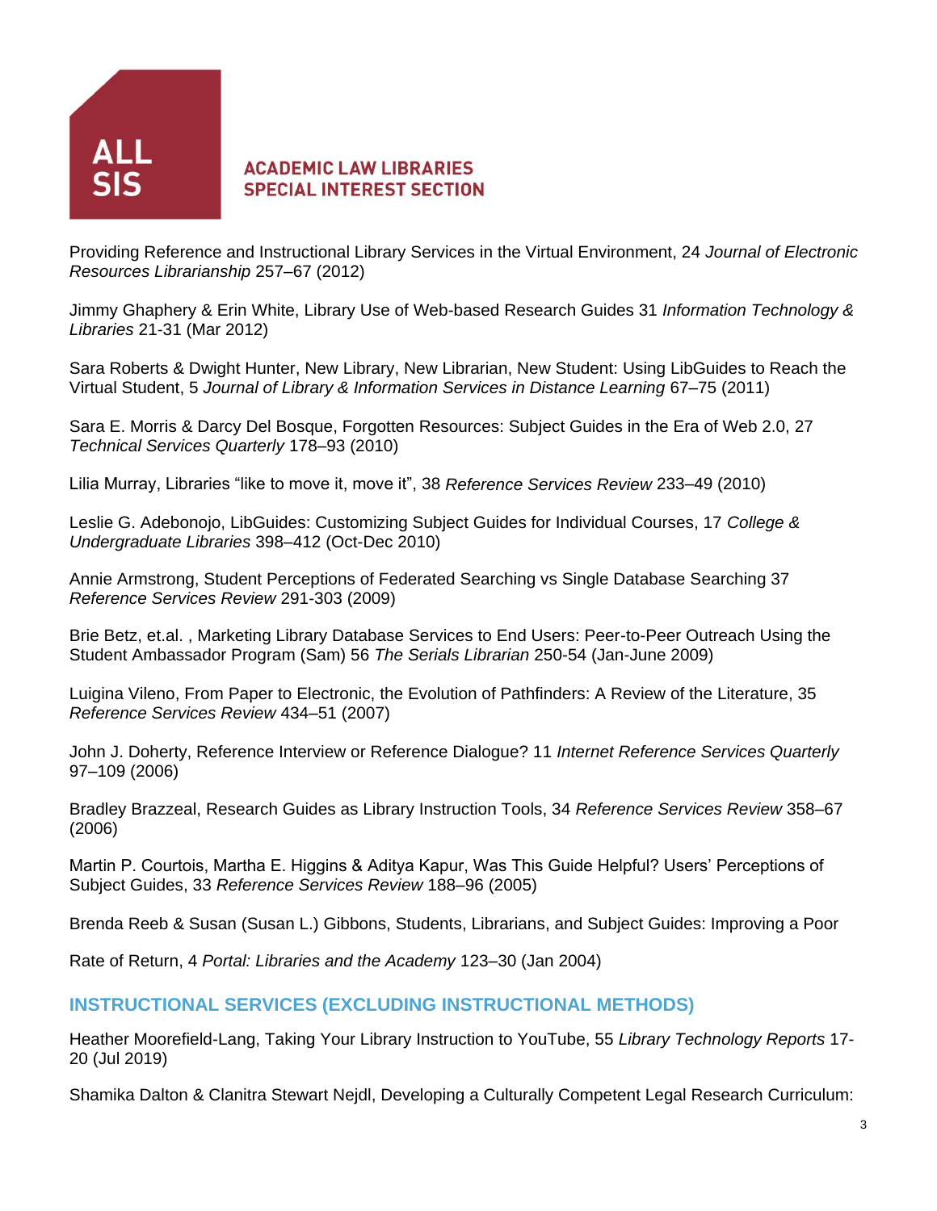Providing Reference and Instructional Library Services in the Virtual Environment, 24 *Journal of Electronic Resources Librarianship* 257–67 (2012)

Jimmy Ghaphery & Erin White, Library Use of Web-based Research Guides 31 *Information Technology & Libraries* 21-31 (Mar 2012)

Sara Roberts & Dwight Hunter, New Library, New Librarian, New Student: Using LibGuides to Reach the Virtual Student, 5 *Journal of Library & Information Services in Distance Learning* 67–75 (2011)

Sara E. Morris & Darcy Del Bosque, Forgotten Resources: Subject Guides in the Era of Web 2.0, 27 *Technical Services Quarterly* 178–93 (2010)

Lilia Murray, Libraries "like to move it, move it", 38 *Reference Services Review* 233–49 (2010)

Leslie G. Adebonojo, LibGuides: Customizing Subject Guides for Individual Courses, 17 *College & Undergraduate Libraries* 398–412 (Oct-Dec 2010)

Annie Armstrong, Student Perceptions of Federated Searching vs Single Database Searching 37 *Reference Services Review* 291-303 (2009)

Brie Betz, et.al. , Marketing Library Database Services to End Users: Peer-to-Peer Outreach Using the Student Ambassador Program (Sam) 56 *The Serials Librarian* 250-54 (Jan-June 2009)

Luigina Vileno, From Paper to Electronic, the Evolution of Pathfinders: A Review of the Literature, 35 *Reference Services Review* 434–51 (2007)

John J. Doherty, Reference Interview or Reference Dialogue? 11 *Internet Reference Services Quarterly* 97–109 (2006)

Bradley Brazzeal, Research Guides as Library Instruction Tools, 34 *Reference Services Review* 358–67 (2006)

Martin P. Courtois, Martha E. Higgins & Aditya Kapur, Was This Guide Helpful? Users' Perceptions of Subject Guides, 33 *Reference Services Review* 188–96 (2005)

Brenda Reeb & Susan (Susan L.) Gibbons, Students, Librarians, and Subject Guides: Improving a Poor Rate of Return, 4 *Portal: Libraries and the Academy* 123–30 (Jan 2004)

## INSTRUCTIONAL SERVICES (EXCLUDING INSTRUCTIONAL METHODS)

Heather Moorefield-Lang, Taking Your Library Instruction to YouTube, 55 *Library Technology Reports* 17-20 (Jul 2019)

Shamika Dalton & Clanitra Stewart Nejdl, Developing a Culturally Competent Legal Research Curriculum: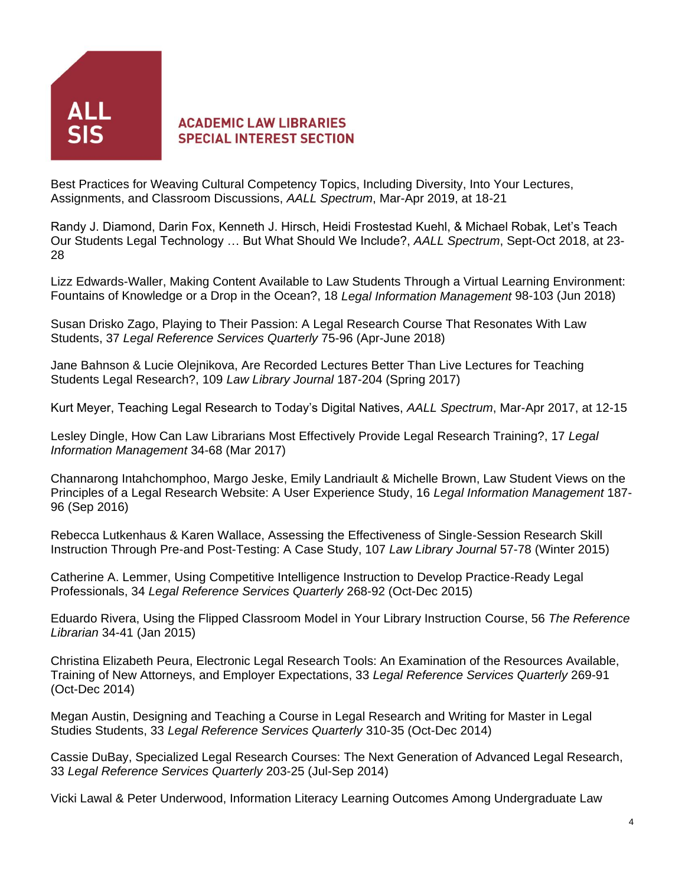**ALL SIS** ACADEMIC LAW LIBRARIES SPECIAL INTEREST SECTION

Best Practices for Weaving Cultural Competency Topics, Including Diversity, Into Your Lectures, Assignments, and Classroom Discussions, *AALL Spectrum*, Mar-Apr 2019, at 18-21

Randy J. Diamond, Darin Fox, Kenneth J. Hirsch, Heidi Frostestad Kuehl, & Michael Robak, Let's Teach Our Students Legal Technology … But What Should We Include?, *AALL Spectrum*, Sept-Oct 2018, at 23-28

Lizz Edwards-Waller, Making Content Available to Law Students Through a Virtual Learning Environment: Fountains of Knowledge or a Drop in the Ocean?, 18 *Legal Information Management* 98-103 (Jun 2018)

Susan Drisko Zago, Playing to Their Passion: A Legal Research Course That Resonates With Law Students, 37 *Legal Reference Services Quarterly* 75-96 (Apr-June 2018)

Jane Bahnson & Lucie Olejnikova, Are Recorded Lectures Better Than Live Lectures for Teaching Students Legal Research?, 109 *Law Library Journal* 187-204 (Spring 2017)

Kurt Meyer, Teaching Legal Research to Today's Digital Natives, *AALL Spectrum*, Mar-Apr 2017, at 12-15

Lesley Dingle, How Can Law Librarians Most Effectively Provide Legal Research Training?, 17 *Legal Information Management* 34-68 (Mar 2017)

Channarong Intahchomphoo, Margo Jeske, Emily Landriault & Michelle Brown, Law Student Views on the Principles of a Legal Research Website: A User Experience Study, 16 *Legal Information Management* 187-96 (Sep 2016)

Rebecca Lutkenhaus & Karen Wallace, Assessing the Effectiveness of Single-Session Research Skill Instruction Through Pre-and Post-Testing: A Case Study, 107 *Law Library Journal* 57-78 (Winter 2015)

Catherine A. Lemmer, Using Competitive Intelligence Instruction to Develop Practice-Ready Legal Professionals, 34 *Legal Reference Services Quarterly* 268-92 (Oct-Dec 2015)

Eduardo Rivera, Using the Flipped Classroom Model in Your Library Instruction Course, 56 *The Reference Librarian* 34-41 (Jan 2015)

Christina Elizabeth Peura, Electronic Legal Research Tools: An Examination of the Resources Available, Training of New Attorneys, and Employer Expectations, 33 *Legal Reference Services Quarterly* 269-91 (Oct-Dec 2014)

Megan Austin, Designing and Teaching a Course in Legal Research and Writing for Master in Legal Studies Students, 33 *Legal Reference Services Quarterly* 310-35 (Oct-Dec 2014)

Cassie DuBay, Specialized Legal Research Courses: The Next Generation of Advanced Legal Research, 33 *Legal Reference Services Quarterly* 203-25 (Jul-Sep 2014)

Vicki Lawal & Peter Underwood, Information Literacy Learning Outcomes Among Undergraduate Law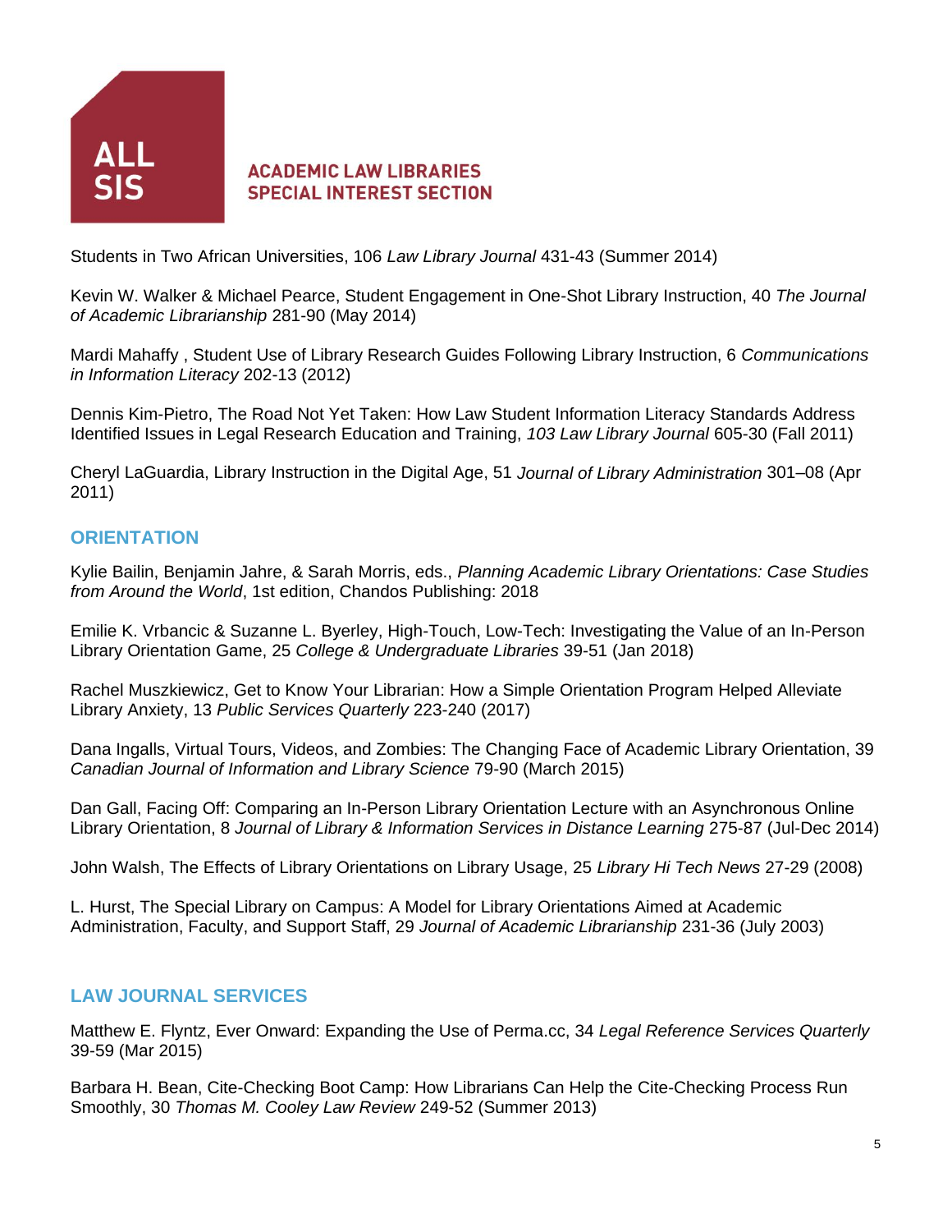Students in Two African Universities, 106 *Law Library Journal* 431-43 (Summer 2014)

Kevin W. Walker & Michael Pearce, Student Engagement in One-Shot Library Instruction, 40 *The Journal of Academic Librarianship* 281-90 (May 2014)

Mardi Mahaffy , Student Use of Library Research Guides Following Library Instruction, 6 *Communications in Information Literacy* 202-13 (2012)

Dennis Kim-Pietro, The Road Not Yet Taken: How Law Student Information Literacy Standards Address Identified Issues in Legal Research Education and Training, *103 Law Library Journal* 605-30 (Fall 2011)

Cheryl LaGuardia, Library Instruction in the Digital Age, 51 *Journal of Library Administration* 301–08 (Apr 2011)

## ORIENTATION

Kylie Bailin, Benjamin Jahre, & Sarah Morris, eds., *Planning Academic Library Orientations: Case Studies from Around the World*, 1st edition, Chandos Publishing: 2018

Emilie K. Vrbancic & Suzanne L. Byerley, High-Touch, Low-Tech: Investigating the Value of an In-Person Library Orientation Game, 25 *College & Undergraduate Libraries* 39-51 (Jan 2018)

Rachel Muszkiewicz, Get to Know Your Librarian: How a Simple Orientation Program Helped Alleviate Library Anxiety, 13 *Public Services Quarterly* 223-240 (2017)

Dana Ingalls, Virtual Tours, Videos, and Zombies: The Changing Face of Academic Library Orientation, 39 *Canadian Journal of Information and Library Science* 79-90 (March 2015)

Dan Gall, Facing Off: Comparing an In-Person Library Orientation Lecture with an Asynchronous Online Library Orientation, 8 *Journal of Library & Information Services in Distance Learning* 275-87 (Jul-Dec 2014)

John Walsh, The Effects of Library Orientations on Library Usage, 25 *Library Hi Tech News* 27-29 (2008)

L. Hurst, The Special Library on Campus: A Model for Library Orientations Aimed at Academic Administration, Faculty, and Support Staff, 29 *Journal of Academic Librarianship* 231-36 (July 2003)

## LAW JOURNAL SERVICES

Matthew E. Flyntz, Ever Onward: Expanding the Use of Perma.cc, 34 *Legal Reference Services Quarterly* 39-59 (Mar 2015)

Barbara H. Bean, Cite-Checking Boot Camp: How Librarians Can Help the Cite-Checking Process Run Smoothly, 30 *Thomas M. Cooley Law Review* 249-52 (Summer 2013)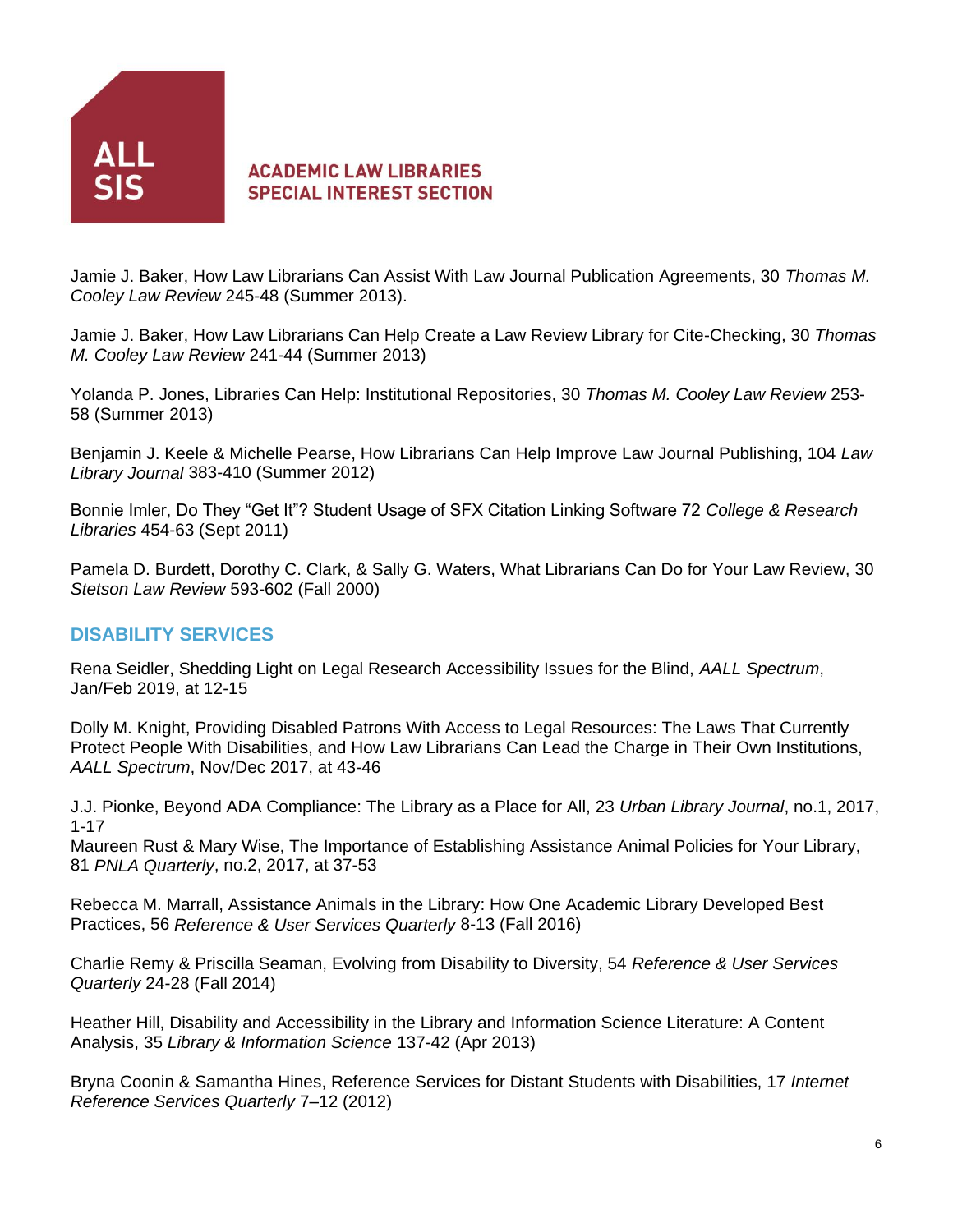Jamie J. Baker, How Law Librarians Can Assist With Law Journal Publication Agreements, 30 *Thomas M. Cooley Law Review* 245-48 (Summer 2013).

Jamie J. Baker, How Law Librarians Can Help Create a Law Review Library for Cite-Checking, 30 *Thomas M. Cooley Law Review* 241-44 (Summer 2013)

Yolanda P. Jones, Libraries Can Help: Institutional Repositories, 30 *Thomas M. Cooley Law Review* 253-58 (Summer 2013)

Benjamin J. Keele & Michelle Pearse, How Librarians Can Help Improve Law Journal Publishing, 104 *Law Library Journal* 383-410 (Summer 2012)

Bonnie Imler, Do They "Get It"? Student Usage of SFX Citation Linking Software 72 *College & Research Libraries* 454-63 (Sept 2011)

Pamela D. Burdett, Dorothy C. Clark, & Sally G. Waters, What Librarians Can Do for Your Law Review, 30 *Stetson Law Review* 593-602 (Fall 2000)

## DISABILITY SERVICES

Rena Seidler, Shedding Light on Legal Research Accessibility Issues for the Blind, *AALL Spectrum*, Jan/Feb 2019, at 12-15

Dolly M. Knight, Providing Disabled Patrons With Access to Legal Resources: The Laws That Currently Protect People With Disabilities, and How Law Librarians Can Lead the Charge in Their Own Institutions, *AALL Spectrum*, Nov/Dec 2017, at 43-46

J.J. Pionke, Beyond ADA Compliance: The Library as a Place for All, 23 *Urban Library Journal*, no.1, 2017, 1-17

Maureen Rust & Mary Wise, The Importance of Establishing Assistance Animal Policies for Your Library, 81 *PNLA Quarterly*, no.2, 2017, at 37-53

Rebecca M. Marrall, Assistance Animals in the Library: How One Academic Library Developed Best Practices, 56 *Reference & User Services Quarterly* 8-13 (Fall 2016)

Charlie Remy & Priscilla Seaman, Evolving from Disability to Diversity, 54 *Reference & User Services Quarterly* 24-28 (Fall 2014)

Heather Hill, Disability and Accessibility in the Library and Information Science Literature: A Content Analysis, 35 *Library & Information Science* 137-42 (Apr 2013)

Bryna Coonin & Samantha Hines, Reference Services for Distant Students with Disabilities, 17 *Internet Reference Services Quarterly* 7–12 (2012)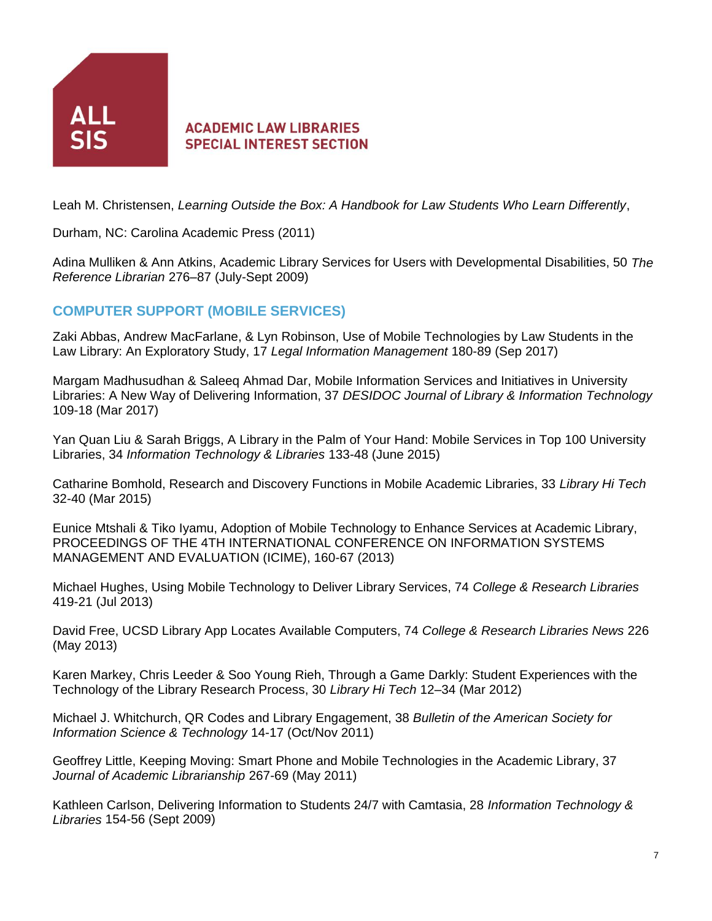Leah M. Christensen, *Learning Outside the Box: A Handbook for Law Students Who Learn Differently*,

Durham, NC: Carolina Academic Press (2011)

Adina Mulliken & Ann Atkins, Academic Library Services for Users with Developmental Disabilities, 50 *The Reference Librarian* 276–87 (July-Sept 2009)

## COMPUTER SUPPORT (MOBILE SERVICES)

Zaki Abbas, Andrew MacFarlane, & Lyn Robinson, Use of Mobile Technologies by Law Students in the Law Library: An Exploratory Study, 17 *Legal Information Management* 180-89 (Sep 2017)

Margam Madhusudhan & Saleeq Ahmad Dar, Mobile Information Services and Initiatives in University Libraries: A New Way of Delivering Information, 37 *DESIDOC Journal of Library & Information Technology* 109-18 (Mar 2017)

Yan Quan Liu & Sarah Briggs, A Library in the Palm of Your Hand: Mobile Services in Top 100 University Libraries, 34 *Information Technology & Libraries* 133-48 (June 2015)

Catharine Bomhold, Research and Discovery Functions in Mobile Academic Libraries, 33 *Library Hi Tech* 32-40 (Mar 2015)

Eunice Mtshali & Tiko Iyamu, Adoption of Mobile Technology to Enhance Services at Academic Library, PROCEEDINGS OF THE 4TH INTERNATIONAL CONFERENCE ON INFORMATION SYSTEMS MANAGEMENT AND EVALUATION (ICIME), 160-67 (2013)

Michael Hughes, Using Mobile Technology to Deliver Library Services, 74 *College & Research Libraries* 419-21 (Jul 2013)

David Free, UCSD Library App Locates Available Computers, 74 *College & Research Libraries News* 226 (May 2013)

Karen Markey, Chris Leeder & Soo Young Rieh, Through a Game Darkly: Student Experiences with the Technology of the Library Research Process, 30 *Library Hi Tech* 12–34 (Mar 2012)

Michael J. Whitchurch, QR Codes and Library Engagement, 38 *Bulletin of the American Society for Information Science & Technology* 14-17 (Oct/Nov 2011)

Geoffrey Little, Keeping Moving: Smart Phone and Mobile Technologies in the Academic Library, 37 *Journal of Academic Librarianship* 267-69 (May 2011)

Kathleen Carlson, Delivering Information to Students 24/7 with Camtasia, 28 *Information Technology & Libraries* 154-56 (Sept 2009)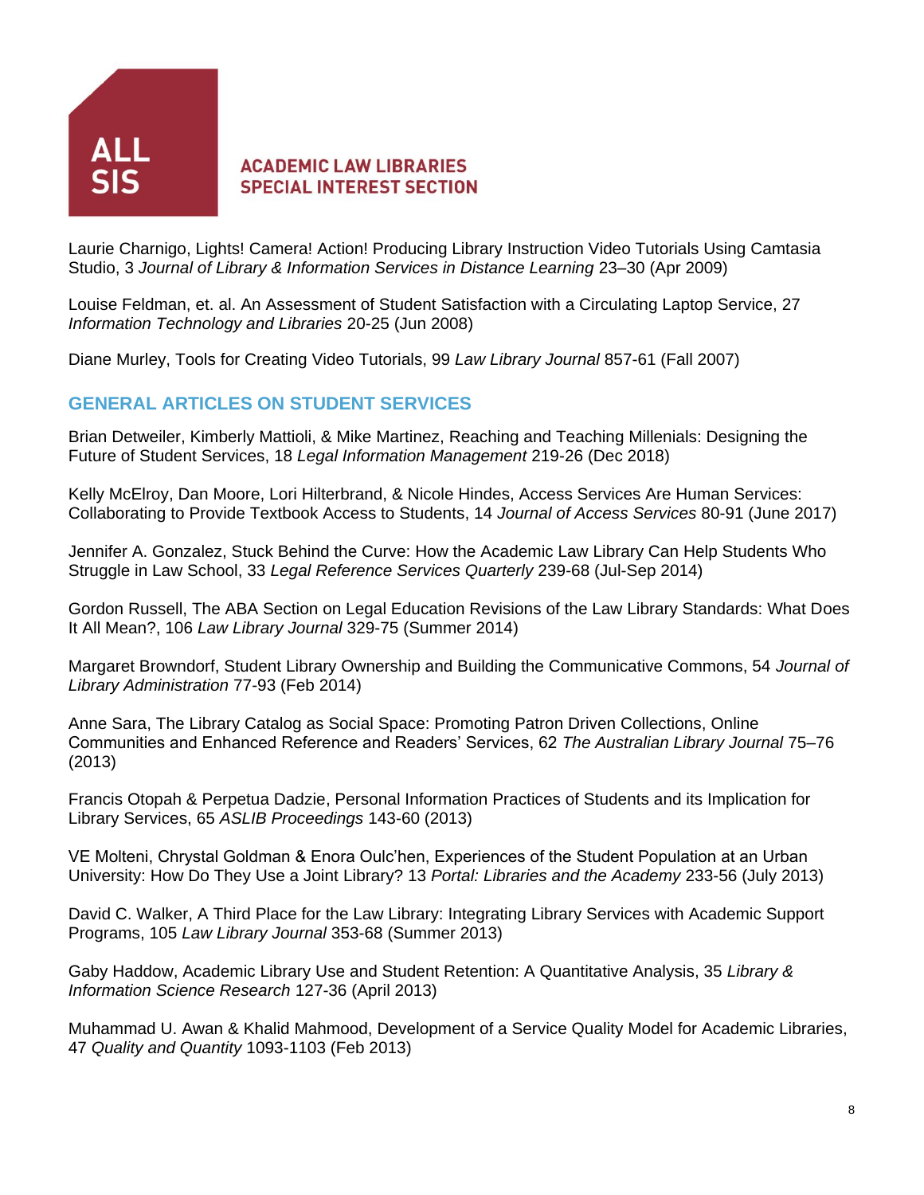Laurie Charnigo, Lights! Camera! Action! Producing Library Instruction Video Tutorials Using Camtasia Studio, 3 *Journal of Library & Information Services in Distance Learning* 23–30 (Apr 2009)

Louise Feldman, et. al. An Assessment of Student Satisfaction with a Circulating Laptop Service, 27 *Information Technology and Libraries* 20-25 (Jun 2008)

Diane Murley, Tools for Creating Video Tutorials, 99 *Law Library Journal* 857-61 (Fall 2007)

## GENERAL ARTICLES ON STUDENT SERVICES

Brian Detweiler, Kimberly Mattioli, & Mike Martinez, Reaching and Teaching Millenials: Designing the Future of Student Services, 18 *Legal Information Management* 219-26 (Dec 2018)

Kelly McElroy, Dan Moore, Lori Hilterbrand, & Nicole Hindes, Access Services Are Human Services: Collaborating to Provide Textbook Access to Students, 14 *Journal of Access Services* 80-91 (June 2017)

Jennifer A. Gonzalez, Stuck Behind the Curve: How the Academic Law Library Can Help Students Who Struggle in Law School, 33 *Legal Reference Services Quarterly* 239-68 (Jul-Sep 2014)

Gordon Russell, The ABA Section on Legal Education Revisions of the Law Library Standards: What Does It All Mean?, 106 *Law Library Journal* 329-75 (Summer 2014)

Margaret Browndorf, Student Library Ownership and Building the Communicative Commons, 54 *Journal of Library Administration* 77-93 (Feb 2014)

Anne Sara, The Library Catalog as Social Space: Promoting Patron Driven Collections, Online Communities and Enhanced Reference and Readers' Services, 62 *The Australian Library Journal* 75–76 (2013)

Francis Otopah & Perpetua Dadzie, Personal Information Practices of Students and its Implication for Library Services, 65 *ASLIB Proceedings* 143-60 (2013)

VE Molteni, Chrystal Goldman & Enora Oulc'hen, Experiences of the Student Population at an Urban University: How Do They Use a Joint Library? 13 *Portal: Libraries and the Academy* 233-56 (July 2013)

David C. Walker, A Third Place for the Law Library: Integrating Library Services with Academic Support Programs, 105 *Law Library Journal* 353-68 (Summer 2013)

Gaby Haddow, Academic Library Use and Student Retention: A Quantitative Analysis, 35 *Library & Information Science Research* 127-36 (April 2013)

Muhammad U. Awan & Khalid Mahmood, Development of a Service Quality Model for Academic Libraries, 47 *Quality and Quantity* 1093-1103 (Feb 2013)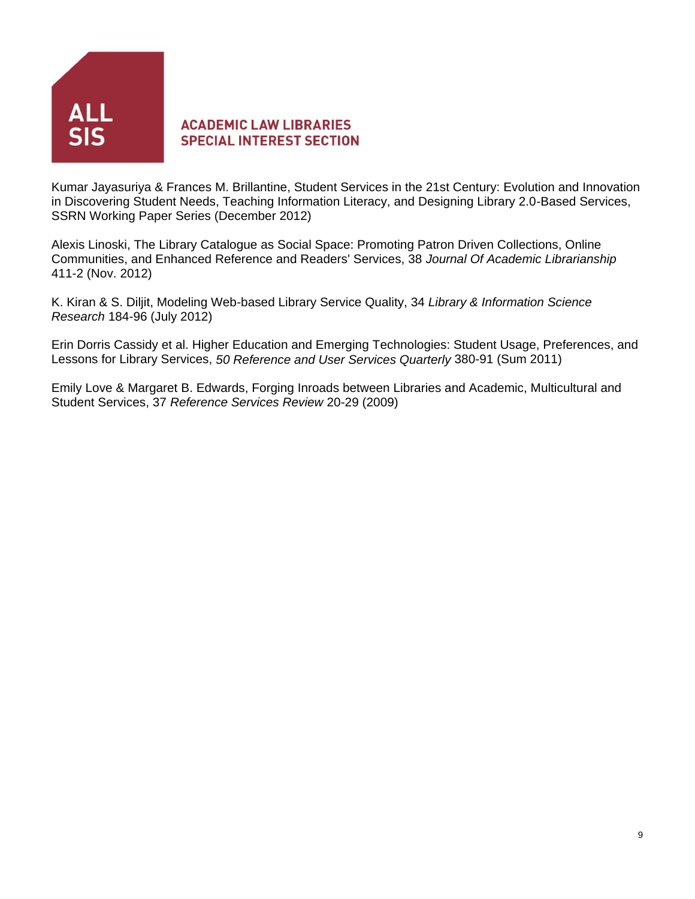Kumar Jayasuriya & Frances M. Brillantine, Student Services in the 21st Century: Evolution and Innovation in Discovering Student Needs, Teaching Information Literacy, and Designing Library 2.0-Based Services, SSRN Working Paper Series (December 2012)

Alexis Linoski, The Library Catalogue as Social Space: Promoting Patron Driven Collections, Online Communities, and Enhanced Reference and Readers' Services, 38 *Journal Of Academic Librarianship* 411-2 (Nov. 2012)

K. Kiran & S. Diljit, Modeling Web-based Library Service Quality, 34 *Library & Information Science Research* 184-96 (July 2012)

Erin Dorris Cassidy et al. Higher Education and Emerging Technologies: Student Usage, Preferences, and Lessons for Library Services, *50 Reference and User Services Quarterly* 380-91 (Sum 2011)

Emily Love & Margaret B. Edwards, Forging Inroads between Libraries and Academic, Multicultural and Student Services, 37 *Reference Services Review* 20-29 (2009)